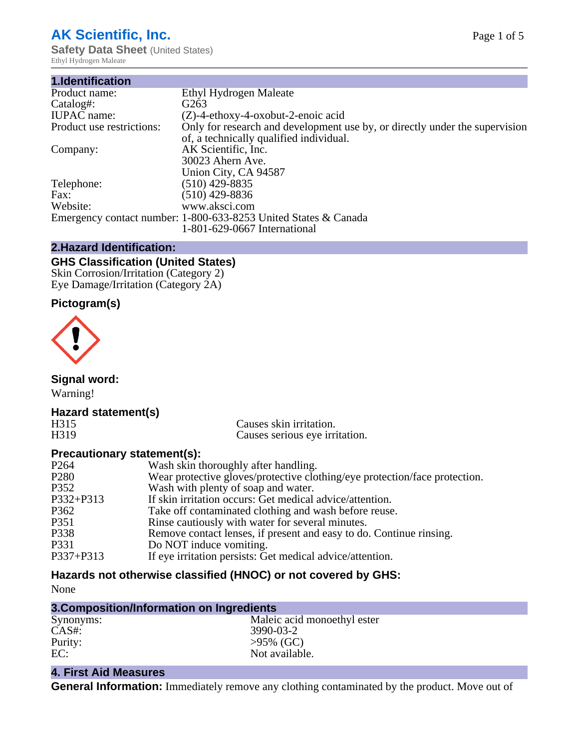# AK Scientific, Inc.

**Safety Data Sheet** (United States)

Ethyl Hydrogen Maleate

## 1.Identification

| | |
|---|---|
| Product name: | Ethyl Hydrogen Maleate |
| Catalog#: | G263 |
| IUPAC name: | (Z)-4-ethoxy-4-oxobut-2-enoic acid |
| Product use restrictions: | Only for research and development use by, or directly under the supervision of, a technically qualified individual. |
| Company: | AK Scientific, Inc.<br>30023 Ahern Ave.<br>Union City, CA 94587 |
| Telephone: | (510) 429-8835 |
| Fax: | (510) 429-8836 |
| Website: | www.aksci.com |
| Emergency contact number: | 1-800-633-8253 United States & Canada<br>1-801-629-0667 International |

## 2.Hazard Identification:

### GHS Classification (United States)

Skin Corrosion/Irritation (Category 2)
Eye Damage/Irritation (Category 2A)

### Pictogram(s)

### Signal word:

Warning!

### Hazard statement(s)

| | |
|---|---|
| H315 | Causes skin irritation. |
| H319 | Causes serious eye irritation. |

### Precautionary statement(s):

| | |
|---|---|
| P264 | Wash skin thoroughly after handling. |
| P280 | Wear protective gloves/protective clothing/eye protection/face protection. |
| P352 | Wash with plenty of soap and water. |
| P332+P313 | If skin irritation occurs: Get medical advice/attention. |
| P362 | Take off contaminated clothing and wash before reuse. |
| P351 | Rinse cautiously with water for several minutes. |
| P338 | Remove contact lenses, if present and easy to do. Continue rinsing. |
| P331 | Do NOT induce vomiting. |
| P337+P313 | If eye irritation persists: Get medical advice/attention. |

### Hazards not otherwise classified (HNOC) or not covered by GHS:

None

## 3.Composition/Information on Ingredients

| | |
|---|---|
| Synonyms: | Maleic acid monoethyl ester |
| CAS#: | 3990-03-2 |
| Purity: | >95% (GC) |
| EC: | Not available. |

## 4. First Aid Measures

**General Information:** Immediately remove any clothing contaminated by the product. Move out of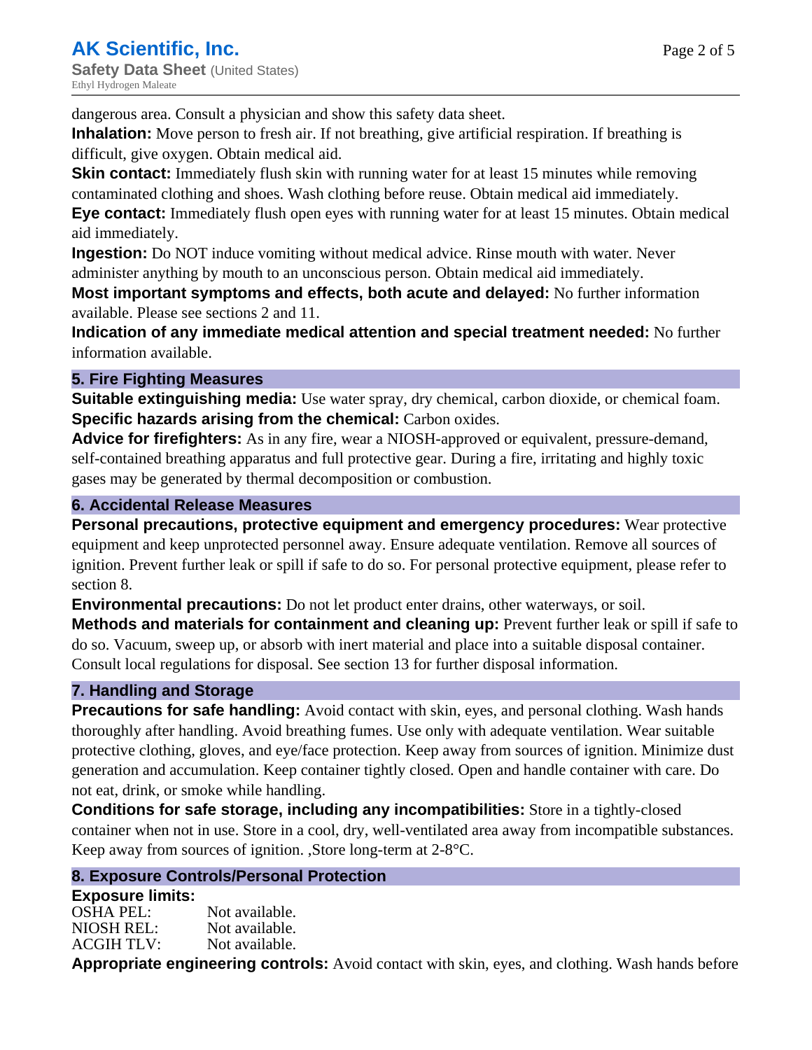dangerous area. Consult a physician and show this safety data sheet.

**Inhalation:** Move person to fresh air. If not breathing, give artificial respiration. If breathing is difficult, give oxygen. Obtain medical aid.

**Skin contact:** Immediately flush skin with running water for at least 15 minutes while removing contaminated clothing and shoes. Wash clothing before reuse. Obtain medical aid immediately.

**Eye contact:** Immediately flush open eyes with running water for at least 15 minutes. Obtain medical aid immediately.

**Ingestion:** Do NOT induce vomiting without medical advice. Rinse mouth with water. Never administer anything by mouth to an unconscious person. Obtain medical aid immediately.

**Most important symptoms and effects, both acute and delayed:** No further information available. Please see sections 2 and 11.

**Indication of any immediate medical attention and special treatment needed:** No further information available.

## 5. Fire Fighting Measures

**Suitable extinguishing media:** Use water spray, dry chemical, carbon dioxide, or chemical foam.

**Specific hazards arising from the chemical:** Carbon oxides.

**Advice for firefighters:** As in any fire, wear a NIOSH-approved or equivalent, pressure-demand, self-contained breathing apparatus and full protective gear. During a fire, irritating and highly toxic gases may be generated by thermal decomposition or combustion.

## 6. Accidental Release Measures

**Personal precautions, protective equipment and emergency procedures:** Wear protective equipment and keep unprotected personnel away. Ensure adequate ventilation. Remove all sources of ignition. Prevent further leak or spill if safe to do so. For personal protective equipment, please refer to section 8.

**Environmental precautions:** Do not let product enter drains, other waterways, or soil.

**Methods and materials for containment and cleaning up:** Prevent further leak or spill if safe to do so. Vacuum, sweep up, or absorb with inert material and place into a suitable disposal container. Consult local regulations for disposal. See section 13 for further disposal information.

## 7. Handling and Storage

**Precautions for safe handling:** Avoid contact with skin, eyes, and personal clothing. Wash hands thoroughly after handling. Avoid breathing fumes. Use only with adequate ventilation. Wear suitable protective clothing, gloves, and eye/face protection. Keep away from sources of ignition. Minimize dust generation and accumulation. Keep container tightly closed. Open and handle container with care. Do not eat, drink, or smoke while handling.

**Conditions for safe storage, including any incompatibilities:** Store in a tightly-closed container when not in use. Store in a cool, dry, well-ventilated area away from incompatible substances. Keep away from sources of ignition. ,Store long-term at 2-8°C.

## 8. Exposure Controls/Personal Protection

**Exposure limits:**

| | |
|---|---|
| OSHA PEL: | Not available. |
| NIOSH REL: | Not available. |
| ACGIH TLV: | Not available. |

**Appropriate engineering controls:** Avoid contact with skin, eyes, and clothing. Wash hands before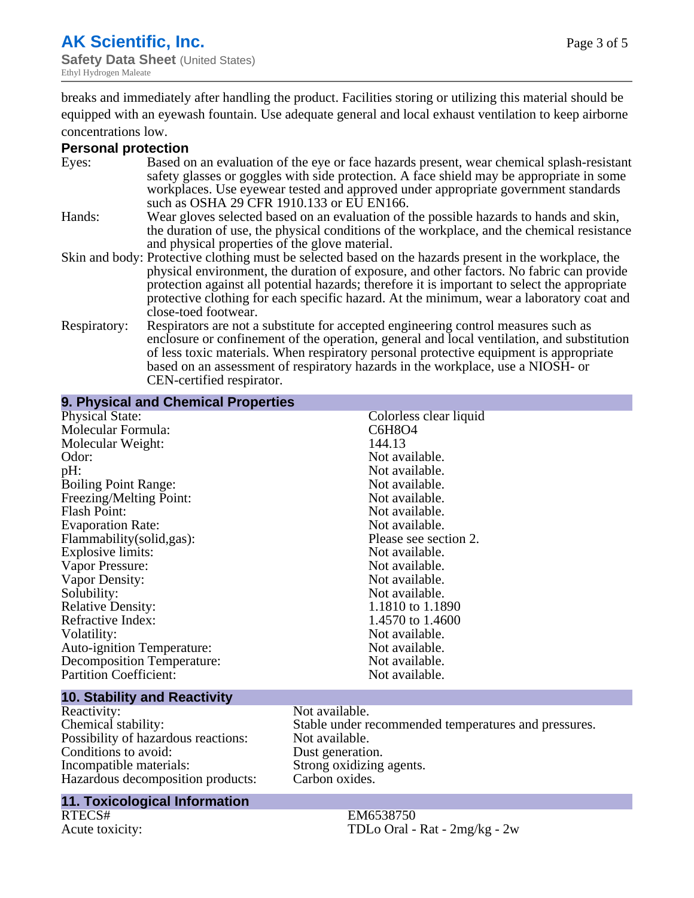breaks and immediately after handling the product. Facilities storing or utilizing this material should be equipped with an eyewash fountain. Use adequate general and local exhaust ventilation to keep airborne concentrations low.

### Personal protection

| | |
|---|---|
| Eyes: | Based on an evaluation of the eye or face hazards present, wear chemical splash-resistant safety glasses or goggles with side protection. A face shield may be appropriate in some workplaces. Use eyewear tested and approved under appropriate government standards such as OSHA 29 CFR 1910.133 or EU EN166. |
| Hands: | Wear gloves selected based on an evaluation of the possible hazards to hands and skin, the duration of use, the physical conditions of the workplace, and the chemical resistance and physical properties of the glove material. |
| Skin and body: | Protective clothing must be selected based on the hazards present in the workplace, the physical environment, the duration of exposure, and other factors. No fabric can provide protection against all potential hazards; therefore it is important to select the appropriate protective clothing for each specific hazard. At the minimum, wear a laboratory coat and close-toed footwear. |
| Respiratory: | Respirators are not a substitute for accepted engineering control measures such as enclosure or confinement of the operation, general and local ventilation, and substitution of less toxic materials. When respiratory personal protective equipment is appropriate based on an assessment of respiratory hazards in the workplace, use a NIOSH- or CEN-certified respirator. |

## 9. Physical and Chemical Properties

| | |
|---|---|
| Physical State: | Colorless clear liquid |
| Molecular Formula: | $C_6H_8O_4$ |
| Molecular Weight: | 144.13 |
| Odor: | Not available. |
| pH: | Not available. |
| Boiling Point Range: | Not available. |
| Freezing/Melting Point: | Not available. |
| Flash Point: | Not available. |
| Evaporation Rate: | Not available. |
| Flammability(solid,gas): | Please see section 2. |
| Explosive limits: | Not available. |
| Vapor Pressure: | Not available. |
| Vapor Density: | Not available. |
| Solubility: | Not available. |
| Relative Density: | 1.1810 to 1.1890 |
| Refractive Index: | 1.4570 to 1.4600 |
| Volatility: | Not available. |
| Auto-ignition Temperature: | Not available. |
| Decomposition Temperature: | Not available. |
| Partition Coefficient: | Not available. |

## 10. Stability and Reactivity

| | |
|---|---|
| Reactivity: | Not available. |
| Chemical stability: | Stable under recommended temperatures and pressures. |
| Possibility of hazardous reactions: | Not available. |
| Conditions to avoid: | Dust generation. |
| Incompatible materials: | Strong oxidizing agents. |
| Hazardous decomposition products: | Carbon oxides. |

## 11. Toxicological Information

| | |
|---|---|
| RTECS# | EM6538750 |
| Acute toxicity: | TDLo Oral - Rat - 2mg/kg - 2w |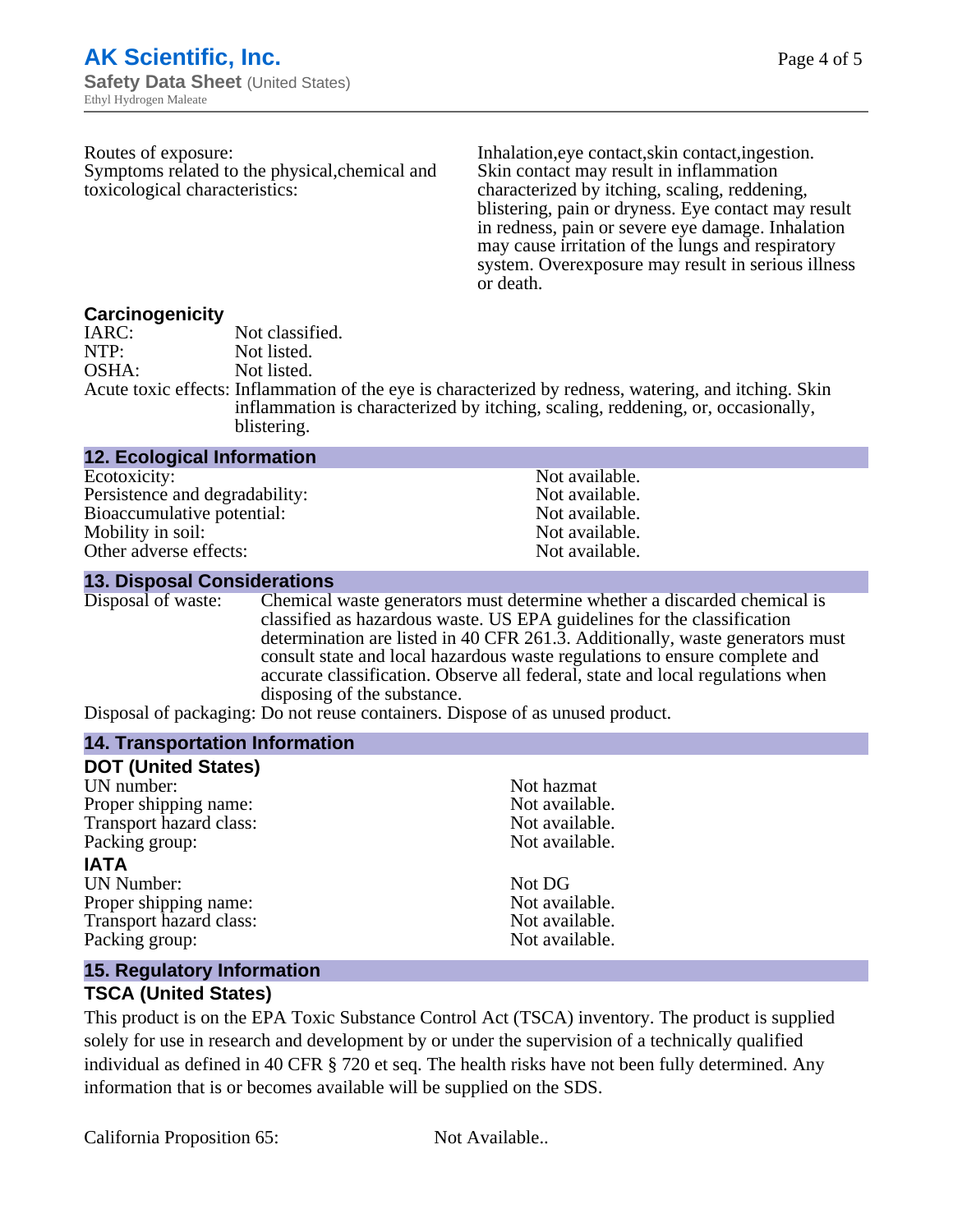Routes of exposure: Inhalation,eye contact,skin contact,ingestion.

Symptoms related to the physical,chemical and toxicological characteristics: Skin contact may result in inflammation characterized by itching, scaling, reddening, blistering, pain or dryness. Eye contact may result in redness, pain or severe eye damage. Inhalation may cause irritation of the lungs and respiratory system. Overexposure may result in serious illness or death.

### Carcinogenicity

IARC: Not classified.
NTP: Not listed.
OSHA: Not listed.
Acute toxic effects: Inflammation of the eye is characterized by redness, watering, and itching. Skin inflammation is characterized by itching, scaling, reddening, or, occasionally, blistering.

## 12. Ecological Information

| | |
|---|---|
| Ecotoxicity: | Not available. |
| Persistence and degradability: | Not available. |
| Bioaccumulative potential: | Not available. |
| Mobility in soil: | Not available. |
| Other adverse effects: | Not available. |

## 13. Disposal Considerations

Disposal of waste: Chemical waste generators must determine whether a discarded chemical is classified as hazardous waste. US EPA guidelines for the classification determination are listed in 40 CFR 261.3. Additionally, waste generators must consult state and local hazardous waste regulations to ensure complete and accurate classification. Observe all federal, state and local regulations when disposing of the substance.

Disposal of packaging: Do not reuse containers. Dispose of as unused product.

## 14. Transportation Information

### DOT (United States)

| | |
|---|---|
| UN number: | Not hazmat |
| Proper shipping name: | Not available. |
| Transport hazard class: | Not available. |
| Packing group: | Not available. |

### IATA

| | |
|---|---|
| UN Number: | Not DG |
| Proper shipping name: | Not available. |
| Transport hazard class: | Not available. |
| Packing group: | Not available. |

## 15. Regulatory Information

### TSCA (United States)

This product is on the EPA Toxic Substance Control Act (TSCA) inventory. The product is supplied solely for use in research and development by or under the supervision of a technically qualified individual as defined in 40 CFR § 720 et seq. The health risks have not been fully determined. Any information that is or becomes available will be supplied on the SDS.

California Proposition 65: Not Available..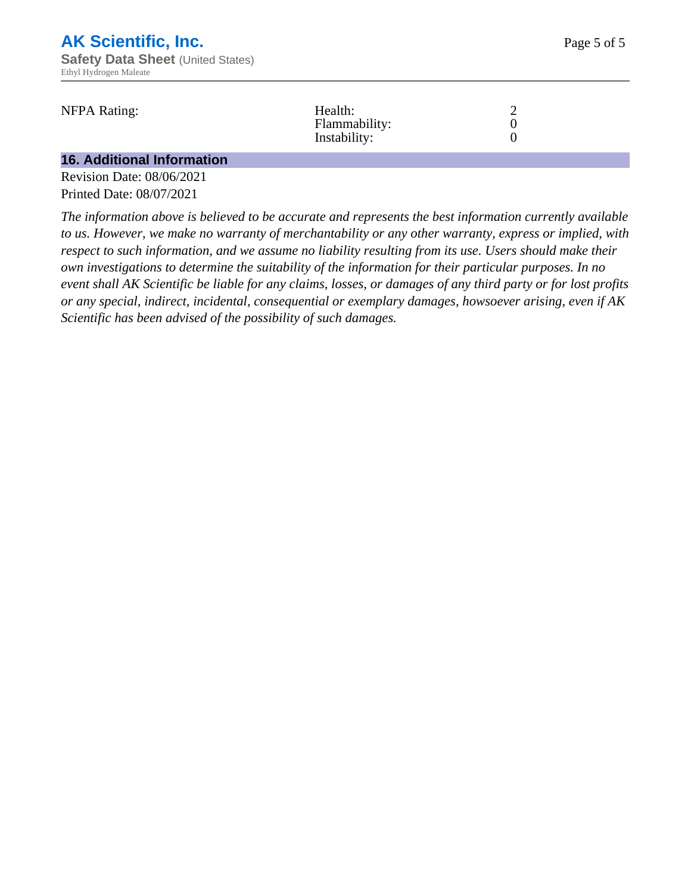| | | |
|---|---|---|
| NFPA Rating: | Health: | 2 |
| | Flammability: | 0 |
| | Instability: | 0 |

## 16. Additional Information

Revision Date: 08/06/2021

Printed Date: 08/07/2021

*The information above is believed to be accurate and represents the best information currently available to us. However, we make no warranty of merchantability or any other warranty, express or implied, with respect to such information, and we assume no liability resulting from its use. Users should make their own investigations to determine the suitability of the information for their particular purposes. In no event shall AK Scientific be liable for any claims, losses, or damages of any third party or for lost profits or any special, indirect, incidental, consequential or exemplary damages, howsoever arising, even if AK Scientific has been advised of the possibility of such damages.*